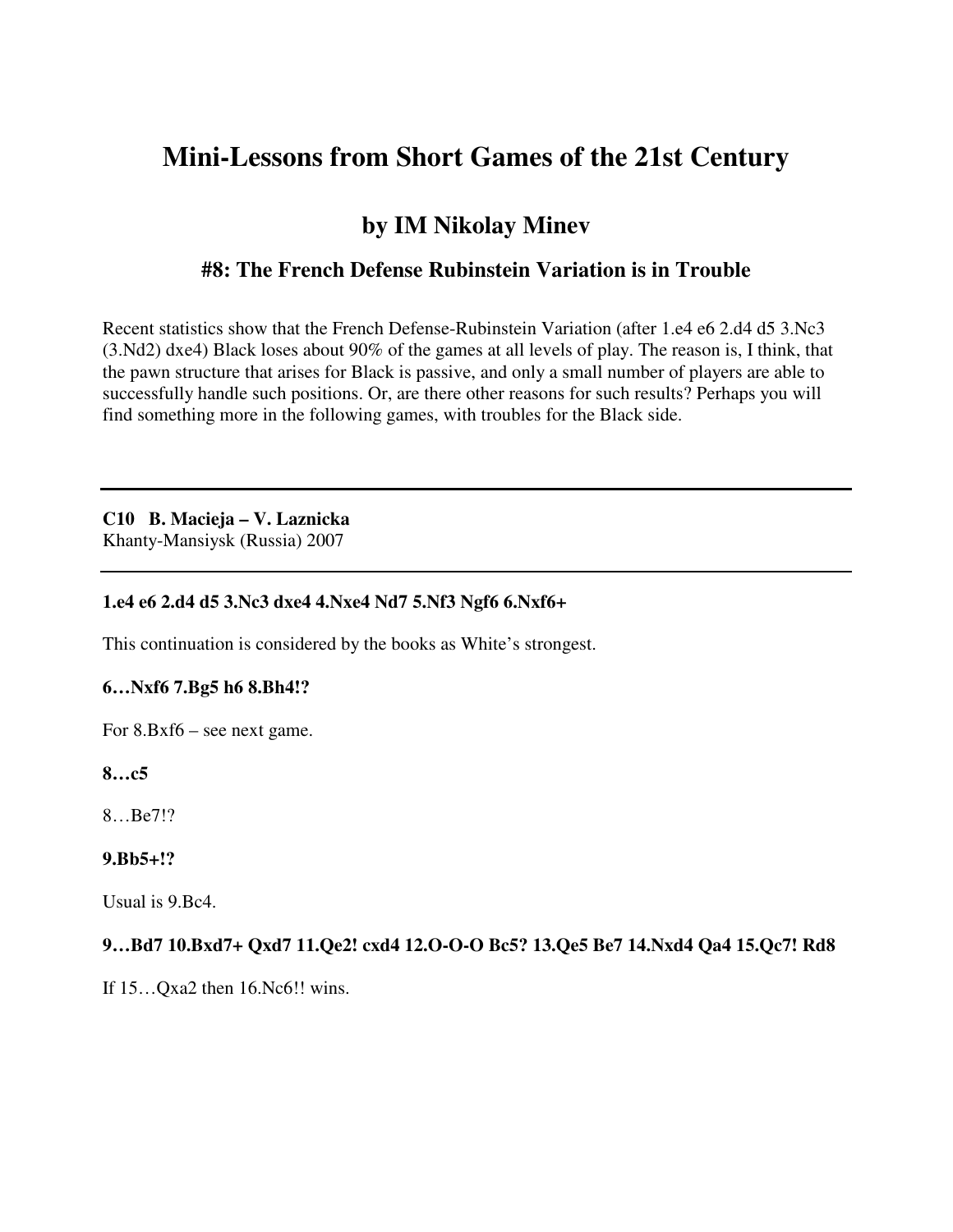# Mini-Lessons from Short Games of the 21st Century

## by IM Nikolay Minev

### #8: The French Defense Rubinstein Variation is in Trouble

Recent statistics show that the French Defense-Rubinstein Variation (after 1.e4 e6 2.d4 d5 3.Nc3 (3.Nd2) dxe4) Black loses about 90% of the games at all levels of play. The reason is, I think, that the pawn structure that arises for Black is passive, and only a small number of players are able to successfully handle such positions. Or, are there other reasons for such results? Perhaps you will find something more in the following games, with troubles for the Black side.

---

**C10 B. Macieja – V. Laznicka**
Khanty-Mansiysk (Russia) 2007

---

**1.e4 e6 2.d4 d5 3.Nc3 dxe4 4.Nxe4 Nd7 5.Nf3 Ngf6 6.Nxf6+**

This continuation is considered by the books as White's strongest.

**6…Nxf6 7.Bg5 h6 8.Bh4!?**

For 8.Bxf6 – see next game.

**8…c5**

8…Be7!?

**9.Bb5+!?**

Usual is 9.Bc4.

**9…Bd7 10.Bxd7+ Qxd7 11.Qe2! cxd4 12.O-O-O Bc5? 13.Qe5 Be7 14.Nxd4 Qa4 15.Qc7! Rd8**

If 15…Qxa2 then 16.Nc6!! wins.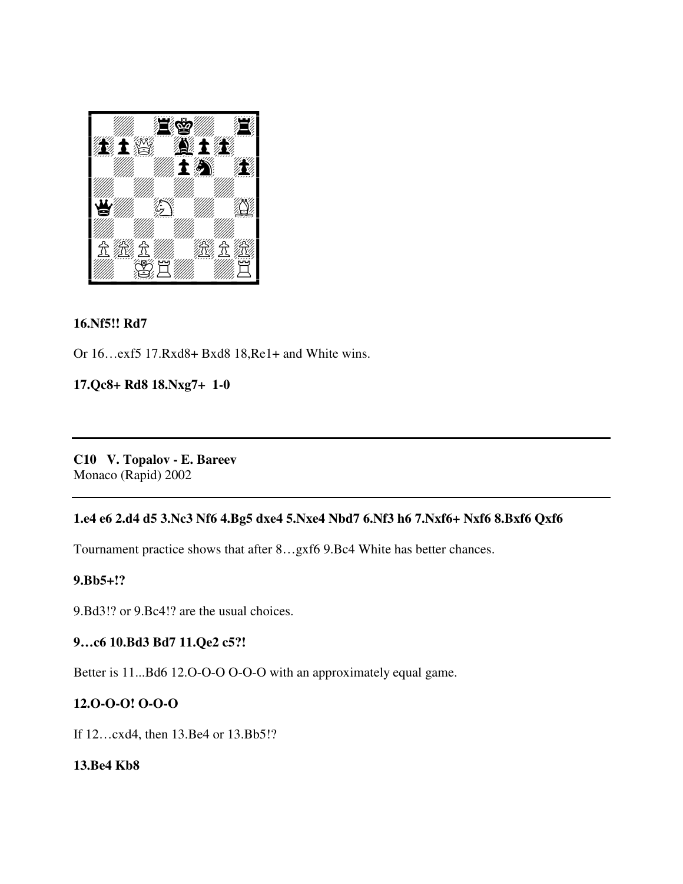**16.Nf5!! Rd7**

Or 16…exf5 17.Rxd8+ Bxd8 18,Re1+ and White wins.

**17.Qc8+ Rd8 18.Nxg7+ 1-0**

---

**C10 V. Topalov - E. Bareev**
Monaco (Rapid) 2002

---

**1.e4 e6 2.d4 d5 3.Nc3 Nf6 4.Bg5 dxe4 5.Nxe4 Nbd7 6.Nf3 h6 7.Nxf6+ Nxf6 8.Bxf6 Qxf6**

Tournament practice shows that after 8…gxf6 9.Bc4 White has better chances.

**9.Bb5+!?**

9.Bd3!? or 9.Bc4!? are the usual choices.

**9…c6 10.Bd3 Bd7 11.Qe2 c5?!**

Better is 11...Bd6 12.O-O-O O-O-O with an approximately equal game.

**12.O-O-O! O-O-O**

If 12…cxd4, then 13.Be4 or 13.Bb5!?

**13.Be4 Kb8**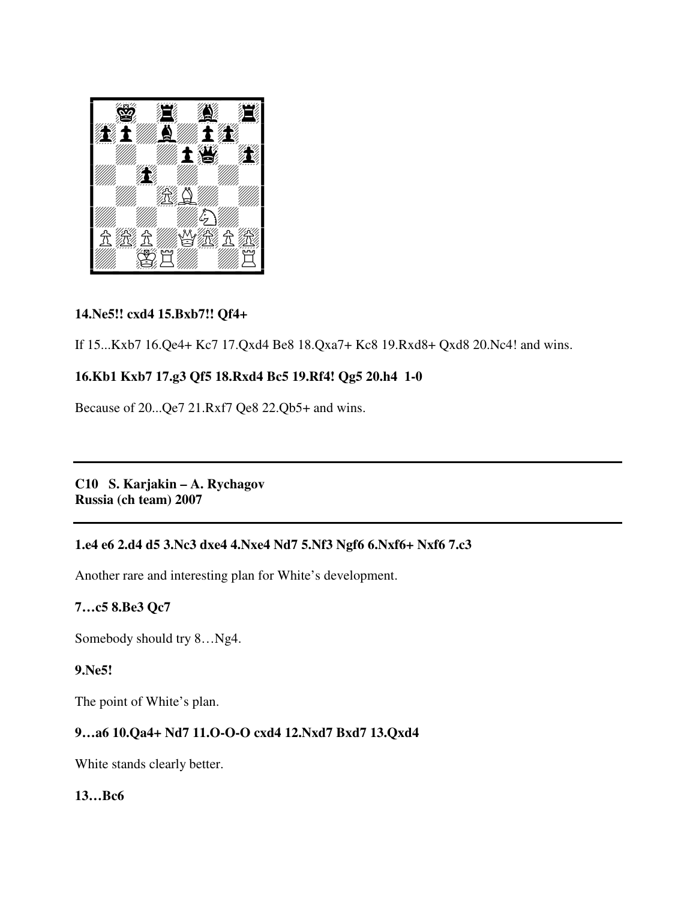**14.Ne5!! cxd4 15.Bxb7!! Qf4+**

If 15...Kxb7 16.Qe4+ Kc7 17.Qxd4 Be8 18.Qxa7+ Kc8 19.Rxd8+ Qxd8 20.Nc4! and wins.

**16.Kb1 Kxb7 17.g3 Qf5 18.Rxd4 Bc5 19.Rf4! Qg5 20.h4 1-0**

Because of 20...Qe7 21.Rxf7 Qe8 22.Qb5+ and wins.

---

**C10 S. Karjakin – A. Rychagov**
**Russia (ch team) 2007**

---

**1.e4 e6 2.d4 d5 3.Nc3 dxe4 4.Nxe4 Nd7 5.Nf3 Ngf6 6.Nxf6+ Nxf6 7.c3**

Another rare and interesting plan for White's development.

**7…c5 8.Be3 Qc7**

Somebody should try 8…Ng4.

**9.Ne5!**

The point of White's plan.

**9…a6 10.Qa4+ Nd7 11.O-O-O cxd4 12.Nxd7 Bxd7 13.Qxd4**

White stands clearly better.

**13…Bc6**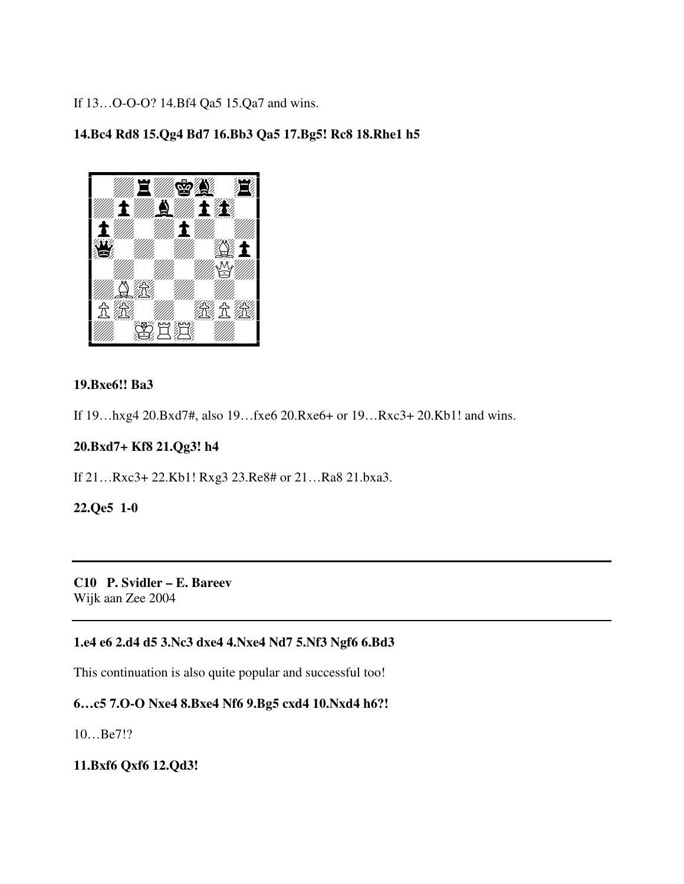If 13…O-O-O? 14.Bf4 Qa5 15.Qa7 and wins.

**14.Bc4 Rd8 15.Qg4 Bd7 16.Bb3 Qa5 17.Bg5! Rc8 18.Rhe1 h5**

**19.Bxe6!! Ba3**

If 19…hxg4 20.Bxd7#, also 19…fxe6 20.Rxe6+ or 19…Rxc3+ 20.Kb1! and wins.

**20.Bxd7+ Kf8 21.Qg3! h4**

If 21…Rxc3+ 22.Kb1! Rxg3 23.Re8# or 21…Ra8 21.bxa3.

**22.Qe5 1-0**

---

**C10 P. Svidler – E. Bareev**
Wijk aan Zee 2004

---

**1.e4 e6 2.d4 d5 3.Nc3 dxe4 4.Nxe4 Nd7 5.Nf3 Ngf6 6.Bd3**

This continuation is also quite popular and successful too!

**6…c5 7.O-O Nxe4 8.Bxe4 Nf6 9.Bg5 cxd4 10.Nxd4 h6?!**

10…Be7!?

**11.Bxf6 Qxf6 12.Qd3!**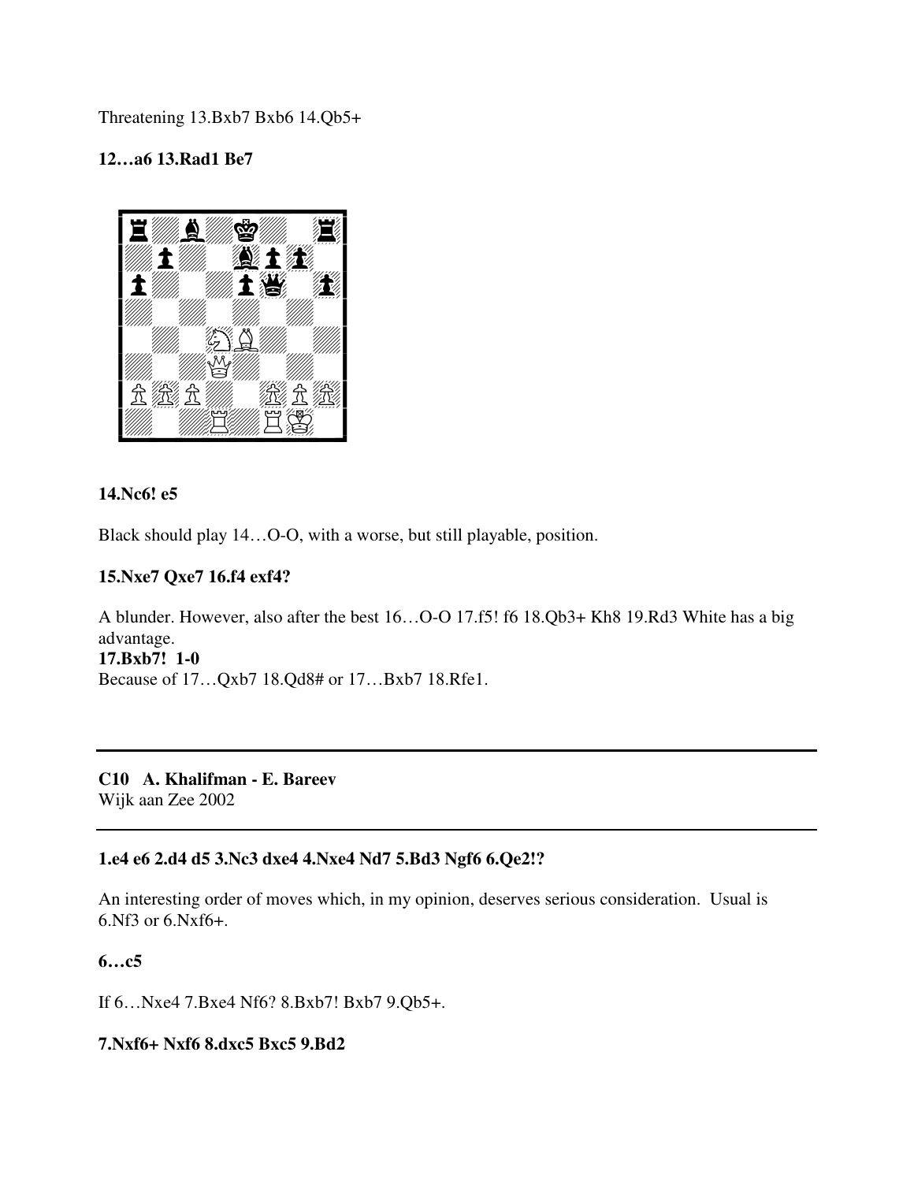Threatening 13.Bxb7 Bxb6 14.Qb5+

**12…a6 13.Rad1 Be7**

**14.Nc6! e5**

Black should play 14…O-O, with a worse, but still playable, position.

**15.Nxe7 Qxe7 16.f4 exf4?**

A blunder. However, also after the best 16…O-O 17.f5! f6 18.Qb3+ Kh8 19.Rd3 White has a big advantage.

**17.Bxb7! 1-0**

Because of 17…Qxb7 18.Qd8# or 17…Bxb7 18.Rfe1.

---

**C10 A. Khalifman - E. Bareev**

Wijk aan Zee 2002

---

**1.e4 e6 2.d4 d5 3.Nc3 dxe4 4.Nxe4 Nd7 5.Bd3 Ngf6 6.Qe2!?**

An interesting order of moves which, in my opinion, deserves serious consideration. Usual is 6.Nf3 or 6.Nxf6+.

**6…c5**

If 6…Nxe4 7.Bxe4 Nf6? 8.Bxb7! Bxb7 9.Qb5+.

**7.Nxf6+ Nxf6 8.dxc5 Bxc5 9.Bd2**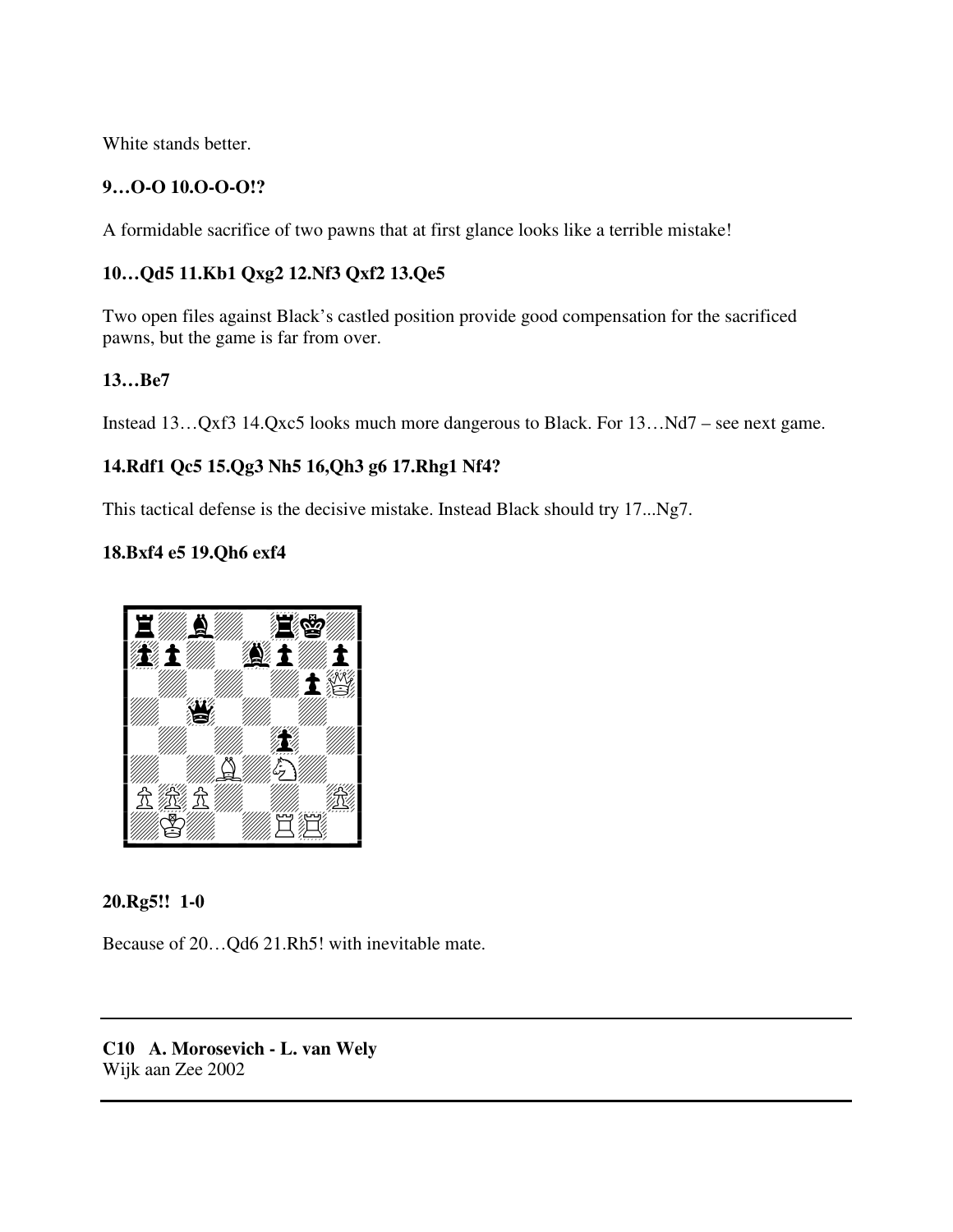White stands better.

**9…O-O 10.O-O-O!?**

A formidable sacrifice of two pawns that at first glance looks like a terrible mistake!

**10…Qd5 11.Kb1 Qxg2 12.Nf3 Qxf2 13.Qe5**

Two open files against Black's castled position provide good compensation for the sacrificed pawns, but the game is far from over.

**13…Be7**

Instead 13…Qxf3 14.Qxc5 looks much more dangerous to Black. For 13…Nd7 – see next game.

**14.Rdf1 Qc5 15.Qg3 Nh5 16,Qh3 g6 17.Rhg1 Nf4?**

This tactical defense is the decisive mistake. Instead Black should try 17...Ng7.

**18.Bxf4 e5 19.Qh6 exf4**

**20.Rg5!! 1-0**

Because of 20…Qd6 21.Rh5! with inevitable mate.

---

**C10 A. Morosevich - L. van Wely**
Wijk aan Zee 2002

---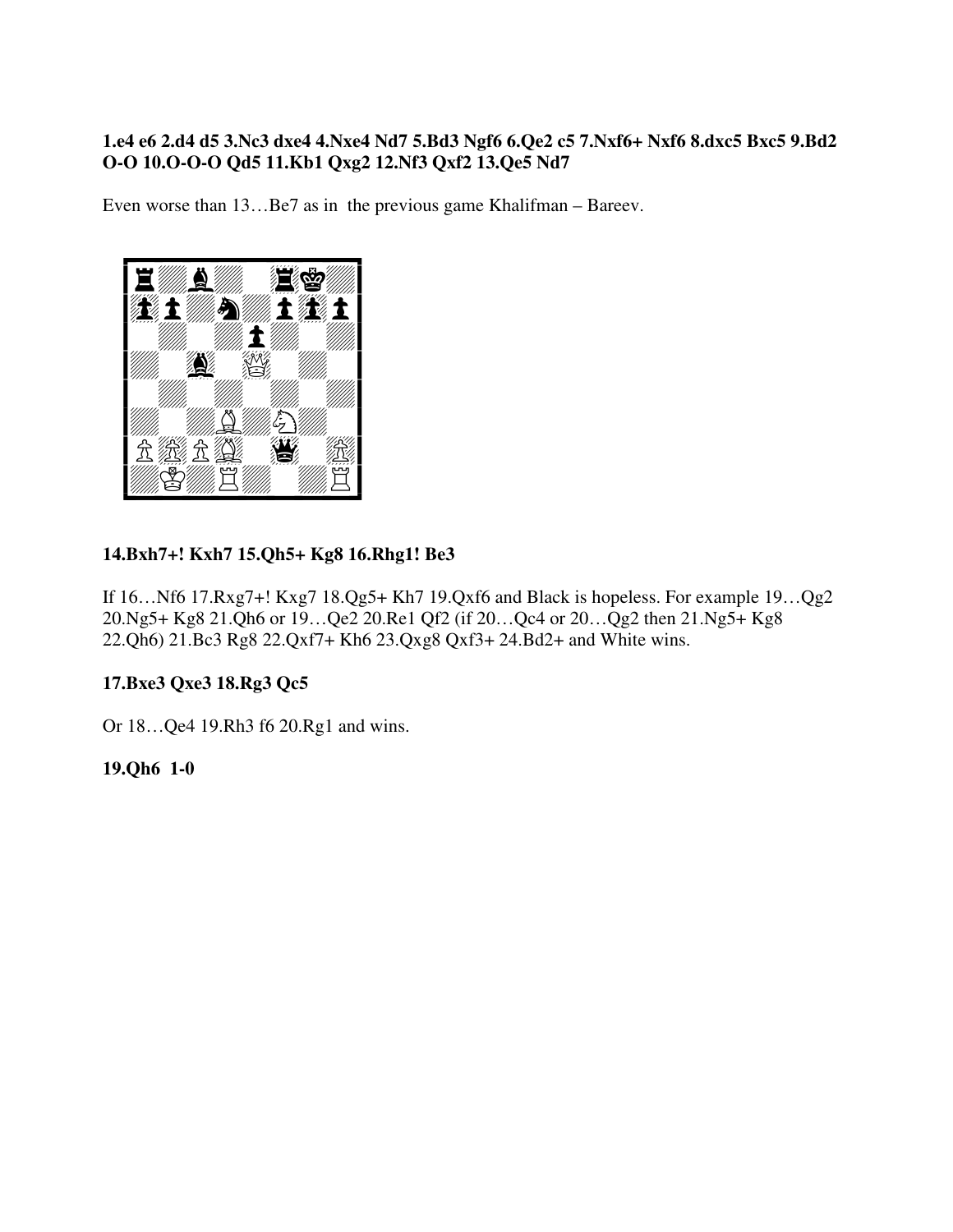**1.e4 e6 2.d4 d5 3.Nc3 dxe4 4.Nxe4 Nd7 5.Bd3 Ngf6 6.Qe2 c5 7.Nxf6+ Nxf6 8.dxc5 Bxc5 9.Bd2 O-O 10.O-O-O Qd5 11.Kb1 Qxg2 12.Nf3 Qxf2 13.Qe5 Nd7**

Even worse than 13…Be7 as in  the previous game Khalifman – Bareev.

**14.Bxh7+! Kxh7 15.Qh5+ Kg8 16.Rhg1! Be3**

If 16…Nf6 17.Rxg7+! Kxg7 18.Qg5+ Kh7 19.Qxf6 and Black is hopeless. For example 19…Qg2 20.Ng5+ Kg8 21.Qh6 or 19…Qe2 20.Re1 Qf2 (if 20…Qc4 or 20…Qg2 then 21.Ng5+ Kg8 22.Qh6) 21.Bc3 Rg8 22.Qxf7+ Kh6 23.Qxg8 Qxf3+ 24.Bd2+ and White wins.

**17.Bxe3 Qxe3 18.Rg3 Qc5**

Or 18…Qe4 19.Rh3 f6 20.Rg1 and wins.

**19.Qh6  1-0**